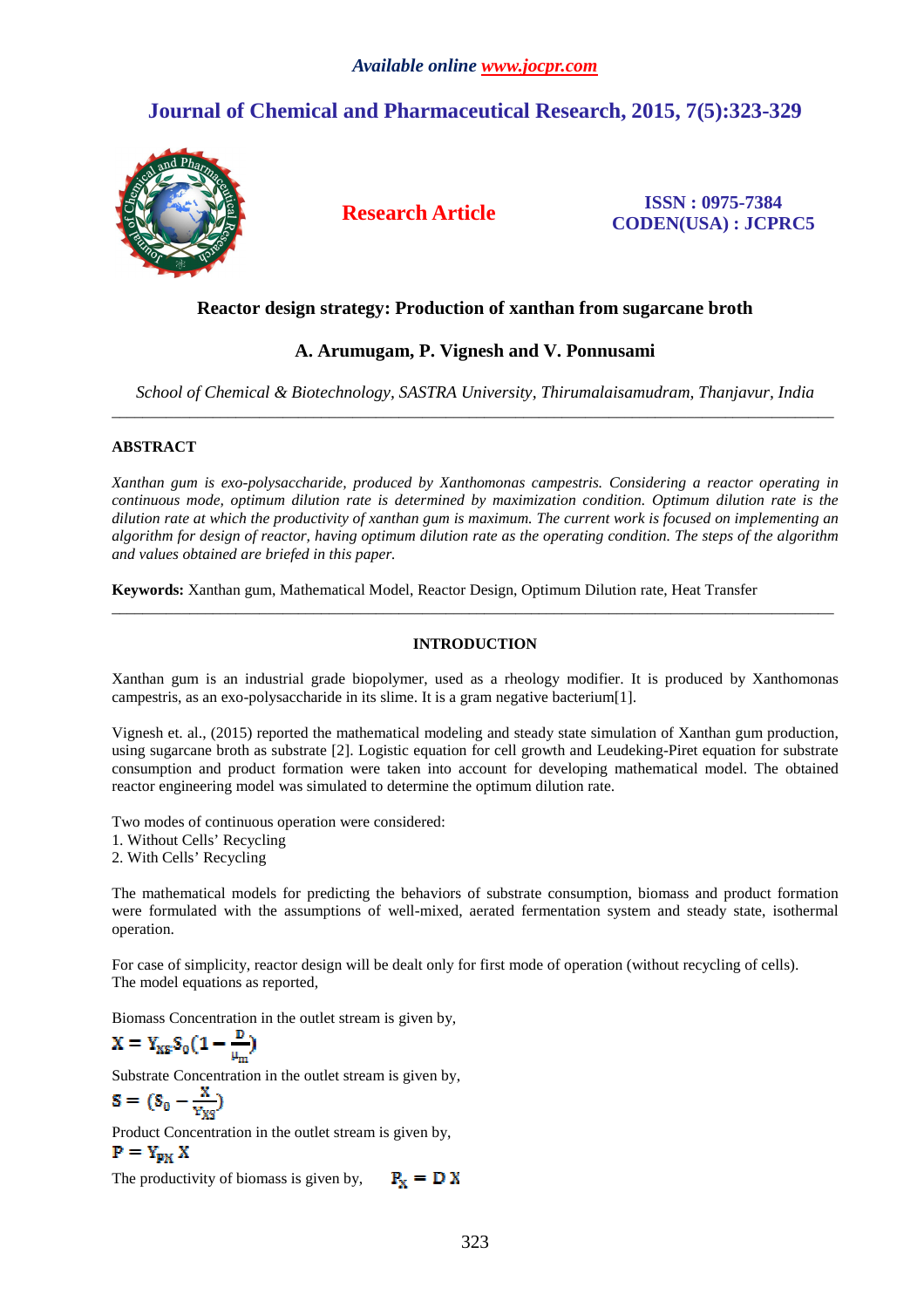*Available online www.jocpr.com*

# Journal of Chemical and Pharmaceutical Research, 2015, 7(5):323-329

**Research Article**

**ISSN : 0975-7384**
**CODEN(USA) : JCPRC5**

## Reactor design strategy: Production of xanthan from sugarcane broth

**A. Arumugam, P. Vignesh and V. Ponnusami**

*School of Chemical & Biotechnology, SASTRA University, Thirumalaisamudram, Thanjavur, India*

---

### ABSTRACT

*Xanthan gum is exo-polysaccharide, produced by Xanthomonas campestris. Considering a reactor operating in continuous mode, optimum dilution rate is determined by maximization condition. Optimum dilution rate is the dilution rate at which the productivity of xanthan gum is maximum. The current work is focused on implementing an algorithm for design of reactor, having optimum dilution rate as the operating condition. The steps of the algorithm and values obtained are briefed in this paper.*

**Keywords:** Xanthan gum, Mathematical Model, Reactor Design, Optimum Dilution rate, Heat Transfer

---

### INTRODUCTION

Xanthan gum is an industrial grade biopolymer, used as a rheology modifier. It is produced by Xanthomonas campestris, as an exo-polysaccharide in its slime. It is a gram negative bacterium[1].

Vignesh et. al., (2015) reported the mathematical modeling and steady state simulation of Xanthan gum production, using sugarcane broth as substrate [2]. Logistic equation for cell growth and Leudeking-Piret equation for substrate consumption and product formation were taken into account for developing mathematical model. The obtained reactor engineering model was simulated to determine the optimum dilution rate.

Two modes of continuous operation were considered:
1. Without Cells' Recycling
2. With Cells' Recycling

The mathematical models for predicting the behaviors of substrate consumption, biomass and product formation were formulated with the assumptions of well-mixed, aerated fermentation system and steady state, isothermal operation.

For case of simplicity, reactor design will be dealt only for first mode of operation (without recycling of cells).
The model equations as reported,

Biomass Concentration in the outlet stream is given by,

$$X = Y_{XS} S_0 \left(1 - \frac{D}{\mu_m}\right)$$

Substrate Concentration in the outlet stream is given by,

$$S = \left(S_0 - \frac{X}{Y_{XS}}\right)$$

Product Concentration in the outlet stream is given by,

$$P = Y_{PX}\, X$$

The productivity of biomass is given by, $\quad P_X = D\,X$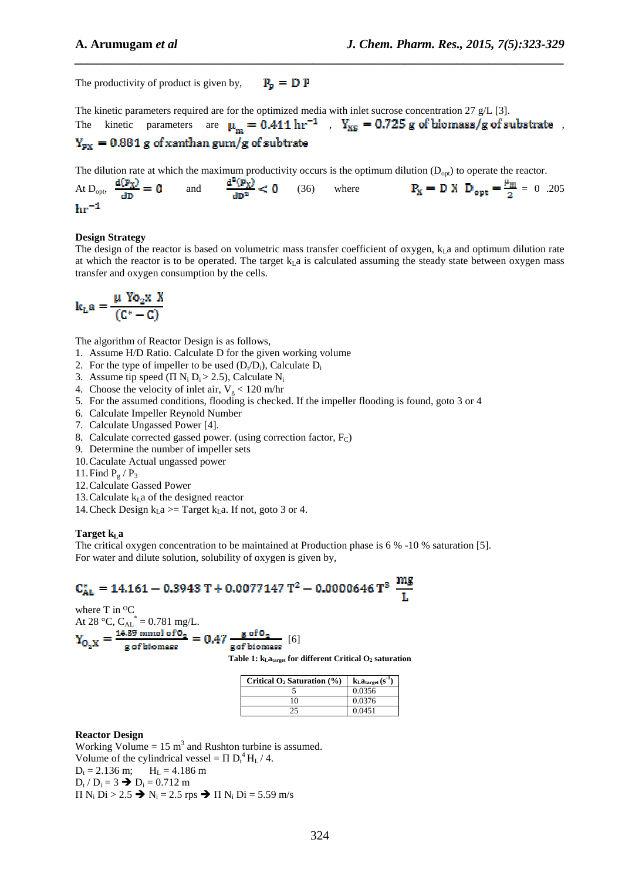The productivity of product is given by, $P_p = D\,P$

The kinetic parameters required are for the optimized media with inlet sucrose concentration 27 g/L [3].
The kinetic parameters are $\mu_m = 0.411\ hr^{-1}$ , $Y_{XS} = 0.725$ g of biomass/g of substrate , $Y_{PX} = 0.881$ g of xanthan gum/g of subtrate

The dilution rate at which the maximum productivity occurs is the optimum dilution ($D_{opt}$) to operate the reactor.
At $D_{opt}$, $\frac{d(P_X)}{dD} = 0$ and $\frac{d^2(P_X)}{dD^2} < 0$ (36) where $P_X = D\ X$ $D_{opt} = \frac{\mu_m}{2}$ = 0 .205 $hr^{-1}$

**Design Strategy**

The design of the reactor is based on volumetric mass transfer coefficient of oxygen, $k_La$ and optimum dilution rate at which the reactor is to be operated. The target $k_La$ is calculated assuming the steady state between oxygen mass transfer and oxygen consumption by the cells.

$$k_La = \frac{\mu\ Y_{O_2X}\ X}{(C^* - C)}$$

The algorithm of Reactor Design is as follows,

1. Assume H/D Ratio. Calculate D for the given working volume
2. For the type of impeller to be used ($D_t/D_i$), Calculate $D_i$
3. Assume tip speed ($\Pi\ N_i\ D_i > 2.5$), Calculate $N_i$
4. Choose the velocity of inlet air, $V_g < 120$ m/hr
5. For the assumed conditions, flooding is checked. If the impeller flooding is found, goto 3 or 4
6. Calculate Impeller Reynold Number
7. Calculate Ungassed Power [4].
8. Calculate corrected gassed power. (using correction factor, $F_C$)
9. Determine the number of impeller sets
10. Caculate Actual ungassed power
11. Find $P_g$ / $P_3$
12. Calculate Gassed Power
13. Calculate $k_La$ of the designed reactor
14. Check Design $k_La$ >= Target $k_La$. If not, goto 3 or 4.

**Target $k_La$**

The critical oxygen concentration to be maintained at Production phase is 6 % -10 % saturation [5].
For water and dilute solution, solubility of oxygen is given by,

$$C^*_{AL} = 14.161 - 0.3943\ T + 0.0077147\ T^2 - 0.0000646\ T^3\ \ \frac{mg}{L}$$

where T in °C
At 28 °C, $C_{AL}^* = 0.781$ mg/L.

$$Y_{O_2X} = \frac{14.59\ \text{mmol of}\ O_2}{\text{g of biomass}} = 0.47\ \frac{\text{g of}\ O_2}{\text{g of biomass}}\ [6]$$

**Table 1: $k_La_{target}$ for different Critical $O_2$ saturation**

| Critical $O_2$ Saturation (%) | $k_La_{target}$ ($s^{-1}$) |
|---|---|
| 5 | 0.0356 |
| 10 | 0.0376 |
| 25 | 0.0451 |

**Reactor Design**

Working Volume = 15 $m^3$ and Rushton turbine is assumed.
Volume of the cylindrical vessel = $\Pi\ D_t^4\ H_L / 4$.
$D_t = 2.136$ m; $H_L = 4.186$ m
$D_t / D_i = 3$ ➔ $D_i = 0.712$ m
$\Pi\ N_i\ Di > 2.5$ ➔ $N_i = 2.5$ rps ➔ $\Pi\ N_i\ Di = 5.59$ m/s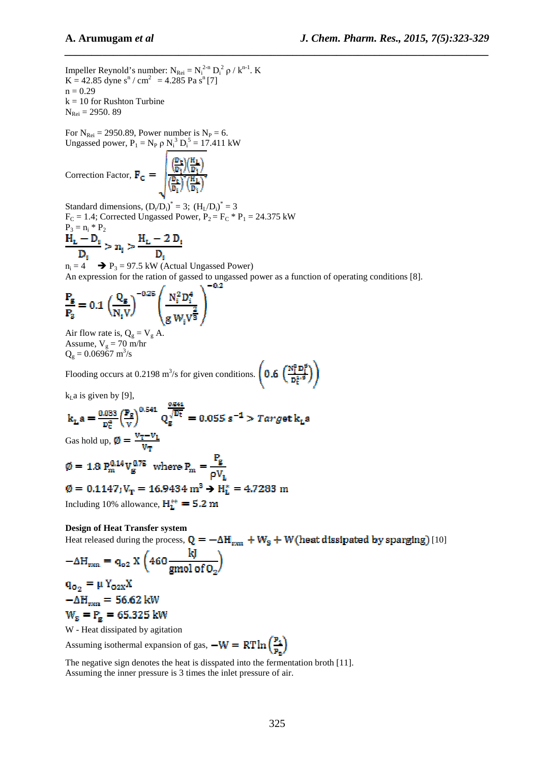Impeller Reynold's number: $N_{Rei} = N_i^{2-n} D_i^2 \rho / k^{n-1}. K$

$K = 42.85$ dyne $s^n / cm^2 = 4.285$ Pa $s^n$ [7]

$n = 0.29$

$k = 10$ for Rushton Turbine

$N_{Rei} = 2950.89$

For $N_{Rei} = 2950.89$, Power number is $N_P = 6$.

Ungassed power, $P_1 = N_P \rho N_i^3 D_i^5 = 17.411$ kW

Correction Factor, $F_C = \sqrt{\dfrac{\left(\frac{D_t}{D_i}\right)\left(\frac{H_L}{D_i}\right)}{\left(\frac{D_t}{D_i}\right)^*\left(\frac{H_L}{D_i}\right)^*}}$

Standard dimensions, $(D_t/D_i)^* = 3$; $(H_L/D_i)^* = 3$

$F_C = 1.4$; Corrected Ungassed Power, $P_2 = F_C * P_1 = 24.375$ kW

$P_3 = n_i * P_2$

$$\frac{H_L - D_i}{D_i} > n_i > \frac{H_L - 2\,D_i}{D_i}$$

$n_i = 4$ ➔ $P_3 = 97.5$ kW (Actual Ungassed Power)

An expression for the ration of gassed to ungassed power as a function of operating conditions [8].

$$\frac{P_g}{P_3} = 0.1\left(\frac{Q_g}{N_i V}\right)^{-0.25}\left(\frac{N_i^2 D_i^4}{g\, W_i V^{\frac{2}{3}}}\right)^{-0.2}$$

Air flow rate is, $Q_g = V_g$ A.

Assume, $V_g = 70$ m/hr

$Q_g = 0.06967$ $m^3/s$

Flooding occurs at 0.2198 $m^3/s$ for given conditions. $\left(0.6\left(\frac{N_i^2 D_i^3}{D_t^{1.5}}\right)\right)$

$k_L a$ is given by [9],

$$k_L a = \frac{0.033}{D_C^4}\left(\frac{P_g}{V}\right)^{0.541} Q_g^{\frac{0.541}{\sqrt{D_t}}} = 0.055\ s^{-1} > Target\ k_L a$$

Gas hold up, $\phi = \dfrac{V_T - V_L}{V_T}$

$$\phi = 1.8\, P_m^{0.14} V_g^{0.75} \quad \text{where } P_m = \frac{P_g}{\rho V_L}$$

$$\phi = 0.1147;\ V_T = 16.9434\ m^3 \rightarrow H_L^* = 4.7283\ m$$

Including 10% allowance, $H_L^{**} = 5.2$ m

**Design of Heat Transfer system**

Heat released during the process, $Q = -\Delta H_{rxn} + W_s + W(\text{heat dissipated by sparging})$ [10]

$$-\Delta H_{rxn} = q_{o2}\ X\left(460\frac{kJ}{\text{gmol of } O_2}\right)$$

$$q_{O_2} = \mu\, Y_{O2X} X$$

$$-\Delta H_{rxn} = 56.62\ kW$$

$$W_s = P_g = 65.325\ kW$$

W - Heat dissipated by agitation

Assuming isothermal expansion of gas, $-W = RT\ln\left(\frac{P_1}{P_2}\right)$

The negative sign denotes the heat is dispated into the fermentation broth [11].

Assuming the inner pressure is 3 times the inlet pressure of air.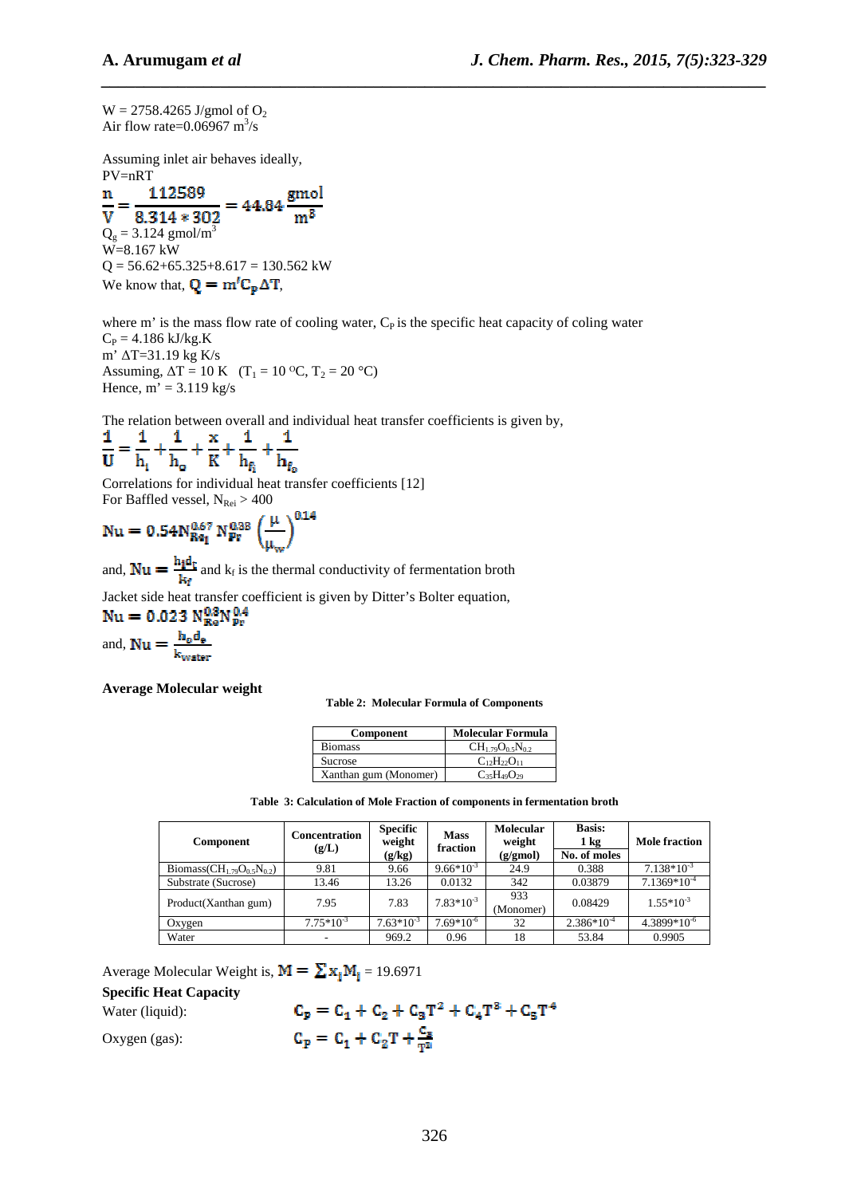W = 2758.4265 J/gmol of $O_2$
Air flow rate=0.06967 $m^3$/s

Assuming inlet air behaves ideally,
PV=nRT

$$\frac{n}{V} = \frac{112589}{8.314 * 302} = 44.84 \frac{gmol}{m^3}$$

$Q_g$ = 3.124 gmol/$m^3$
W=8.167 kW
Q = 56.62+65.325+8.617 = 130.562 kW
We know that, $Q = m' C_p \Delta T$,

where m' is the mass flow rate of cooling water, $C_P$ is the specific heat capacity of coling water
$C_P$ = 4.186 kJ/kg.K
m' ΔT=31.19 kg K/s
Assuming, ΔT = 10 K ($T_1$ = 10 °C, $T_2$ = 20 °C)
Hence, m' = 3.119 kg/s

The relation between overall and individual heat transfer coefficients is given by,

$$\frac{1}{U} = \frac{1}{h_i} + \frac{1}{h_o} + \frac{x}{K} + \frac{1}{h_{f_i}} + \frac{1}{h_{f_o}}$$

Correlations for individual heat transfer coefficients [12]
For Baffled vessel, $N_{ReI} > 400$

$$Nu = 0.54 N_{Re_I}^{0.67} N_{Pr}^{0.33} \left(\frac{\mu}{\mu_w}\right)^{0.14}$$

and, $Nu = \frac{h_i d_T}{k_f}$ and $k_f$ is the thermal conductivity of fermentation broth

Jacket side heat transfer coefficient is given by Ditter's Bolter equation,

$$Nu = 0.023 N_{Re}^{0.8} N_{Pr}^{0.4}$$

and, $Nu = \frac{h_o d_e}{k_{water}}$

**Average Molecular weight**

**Table 2: Molecular Formula of Components**

| Component | Molecular Formula |
|---|---|
| Biomass | $CH_{1.79}O_{0.5}N_{0.2}$ |
| Sucrose | $C_{12}H_{22}O_{11}$ |
| Xanthan gum (Monomer) | $C_{35}H_{49}O_{29}$ |

**Table 3: Calculation of Mole Fraction of components in fermentation broth**

| Component | Concentration (g/L) | Specific weight (g/kg) | Mass fraction | Molecular weight (g/gmol) | Basis: 1 kg No. of moles | Mole fraction |
|---|---|---|---|---|---|---|
| Biomass($CH_{1.79}O_{0.5}N_{0.2}$) | 9.81 | 9.66 | $9.66*10^{-3}$ | 24.9 | 0.388 | $7.138*10^{-3}$ |
| Substrate (Sucrose) | 13.46 | 13.26 | 0.0132 | 342 | 0.03879 | $7.1369*10^{-4}$ |
| Product(Xanthan gum) | 7.95 | 7.83 | $7.83*10^{-3}$ | 933 (Monomer) | 0.08429 | $1.55*10^{-3}$ |
| Oxygen | $7.75*10^{-3}$ | $7.63*10^{-3}$ | $7.69*10^{-6}$ | 32 | $2.386*10^{-4}$ | $4.3899*10^{-6}$ |
| Water | - | 969.2 | 0.96 | 18 | 53.84 | 0.9905 |

Average Molecular Weight is, $M = \sum x_i M_i$ = 19.6971

**Specific Heat Capacity**

Water (liquid): $$C_p = C_1 + C_2 + C_3 T^2 + C_4 T^3 + C_5 T^4$$

Oxygen (gas): $$C_p = C_1 + C_2 T + \frac{C_3}{T^2}$$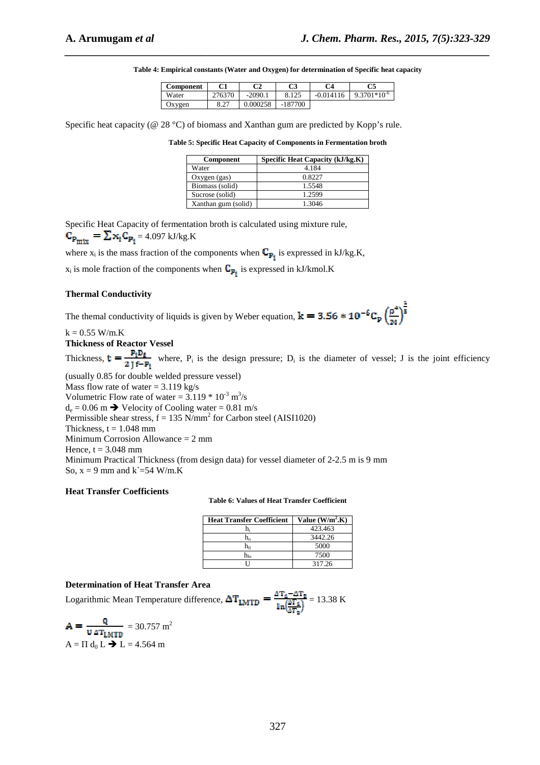**Table 4: Empirical constants (Water and Oxygen) for determination of Specific heat capacity**

| Component | C1 | C2 | C3 | C4 | C5 |
|---|---|---|---|---|---|
| Water | 276370 | -2090.1 | 8.125 | -0.014116 | $9.3701*10^{-6}$ |
| Oxygen | 8.27 | 0.000258 | -187700 | | |

Specific heat capacity (@ 28 °C) of biomass and Xanthan gum are predicted by Kopp's rule.

**Table 5: Specific Heat Capacity of Components in Fermentation broth**

| Component | Specific Heat Capacity (kJ/kg.K) |
|---|---|
| Water | 4.184 |
| Oxygen (gas) | 0.8227 |
| Biomass (solid) | 1.5548 |
| Sucrose (solid) | 1.2599 |
| Xanthan gum (solid) | 1.3046 |

Specific Heat Capacity of fermentation broth is calculated using mixture rule,

$C_{p_{mix}} = \sum x_i C_{p_i}$ = 4.097 kJ/kg.K

where $x_i$ is the mass fraction of the components when $C_{p_i}$ is expressed in kJ/kg.K,

$x_i$ is mole fraction of the components when $C_{p_i}$ is expressed in kJ/kmol.K

### Thermal Conductivity

The themal conductivity of liquids is given by Weber equation, $k = 3.56 * 10^{-6} C_p \left(\frac{\rho^4}{M}\right)^{\frac{1}{3}}$

k = 0.55 W/m.K

### Thickness of Reactor Vessel

Thickness, $t = \frac{P_i D_i}{2 J f - P_i}$ where, $P_i$ is the design pressure; $D_i$ is the diameter of vessel; J is the joint efficiency (usually 0.85 for double welded pressure vessel)

Mass flow rate of water = 3.119 kg/s

Volumetric Flow rate of water = $3.119 * 10^{-3}$ $m^3$/s

$d_e$ = 0.06 m → Velocity of Cooling water = 0.81 m/s

Permissible shear stress, f = 135 N/mm$^2$ for Carbon steel (AISI1020)

Thickness, t = 1.048 mm

Minimum Corrosion Allowance = 2 mm

Hence, t = 3.048 mm

Minimum Practical Thickness (from design data) for vessel diameter of 2-2.5 m is 9 mm

So, x = 9 mm and k`=54 W/m.K

### Heat Transfer Coefficients

**Table 6: Values of Heat Transfer Coefficient**

| Heat Transfer Coefficient | Value (W/m$^2$.K) |
|---|---|
| $h_i$ | 423.463 |
| $h_o$ | 3442.26 |
| $h_{fi}$ | 5000 |
| $h_{fo}$ | 7500 |
| U | 317.26 |

### Determination of Heat Transfer Area

Logarithmic Mean Temperature difference, $\Delta T_{LMTD} = \frac{\Delta T_1 - \Delta T_2}{\ln\left(\frac{\Delta T_1}{\Delta T_2}\right)}$ = 13.38 K

$A = \frac{Q}{U \Delta T_{LMTD}}$ = 30.757 m$^2$

A = Π $d_0$ L → L = 4.564 m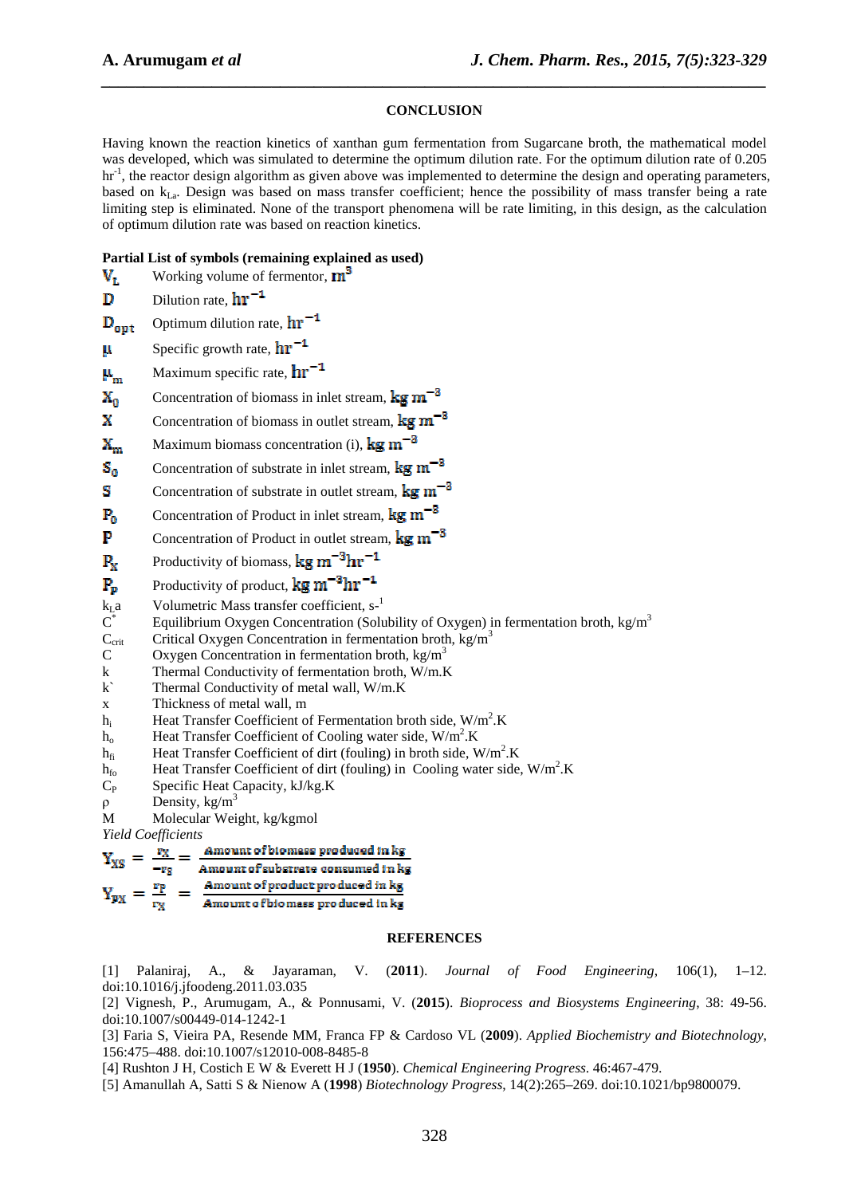## CONCLUSION

Having known the reaction kinetics of xanthan gum fermentation from Sugarcane broth, the mathematical model was developed, which was simulated to determine the optimum dilution rate. For the optimum dilution rate of 0.205 $hr^{-1}$, the reactor design algorithm as given above was implemented to determine the design and operating parameters, based on $k_{La}$. Design was based on mass transfer coefficient; hence the possibility of mass transfer being a rate limiting step is eliminated. None of the transport phenomena will be rate limiting, in this design, as the calculation of optimum dilution rate was based on reaction kinetics.

**Partial List of symbols (remaining explained as used)**

$V_L$ Working volume of fermentor, $m^3$

$D$ Dilution rate, $hr^{-1}$

$D_{opt}$ Optimum dilution rate, $hr^{-1}$

$\mu$ Specific growth rate, $hr^{-1}$

$\mu_m$ Maximum specific rate, $hr^{-1}$

$X_0$ Concentration of biomass in inlet stream, $kg\ m^{-3}$

$X$ Concentration of biomass in outlet stream, $kg\ m^{-3}$

$X_m$ Maximum biomass concentration (i), $kg\ m^{-3}$

$S_0$ Concentration of substrate in inlet stream, $kg\ m^{-3}$

$S$ Concentration of substrate in outlet stream, $kg\ m^{-3}$

$P_0$ Concentration of Product in inlet stream, $kg\ m^{-3}$

$P$ Concentration of Product in outlet stream, $kg\ m^{-3}$

$P_X$ Productivity of biomass, $kg\ m^{-3} hr^{-1}$

$P_P$ Productivity of product, $kg\ m^{-3} hr^{-1}$

$k_La$ Volumetric Mass transfer coefficient, $s^{-1}$

$C^*$ Equilibrium Oxygen Concentration (Solubility of Oxygen) in fermentation broth, $kg/m^3$

$C_{crit}$ Critical Oxygen Concentration in fermentation broth, $kg/m^3$

$C$ Oxygen Concentration in fermentation broth, $kg/m^3$

$k$ Thermal Conductivity of fermentation broth, W/m.K

$k`$ Thermal Conductivity of metal wall, W/m.K

$x$ Thickness of metal wall, m

$h_i$ Heat Transfer Coefficient of Fermentation broth side, $W/m^2.K$

$h_o$ Heat Transfer Coefficient of Cooling water side, $W/m^2.K$

$h_{fi}$ Heat Transfer Coefficient of dirt (fouling) in broth side, $W/m^2.K$

$h_{fo}$ Heat Transfer Coefficient of dirt (fouling) in Cooling water side, $W/m^2.K$

$C_P$ Specific Heat Capacity, kJ/kg.K

$\rho$ Density, $kg/m^3$

$M$ Molecular Weight, kg/kgmol

*Yield Coefficients*

$$Y_{XS} = \frac{r_X}{-r_S} = \frac{\text{Amount of biomass produced in kg}}{\text{Amount of substrate consumed in kg}}$$

$$Y_{PX} = \frac{r_P}{r_X} = \frac{\text{Amount of product produced in kg}}{\text{Amount of biomass produced in kg}}$$

## REFERENCES

[1] Palaniraj, A., & Jayaraman, V. (**2011**). *Journal of Food Engineering*, 106(1), 1–12. doi:10.1016/j.jfoodeng.2011.03.035

[2] Vignesh, P., Arumugam, A., & Ponnusami, V. (**2015**). *Bioprocess and Biosystems Engineering*, 38: 49-56. doi:10.1007/s00449-014-1242-1

[3] Faria S, Vieira PA, Resende MM, Franca FP & Cardoso VL (**2009**). *Applied Biochemistry and Biotechnology*, 156:475–488. doi:10.1007/s12010-008-8485-8

[4] Rushton J H, Costich E W & Everett H J (**1950**). *Chemical Engineering Progress*. 46:467-479.

[5] Amanullah A, Satti S & Nienow A (**1998**) *Biotechnology Progress*, 14(2):265–269. doi:10.1021/bp9800079.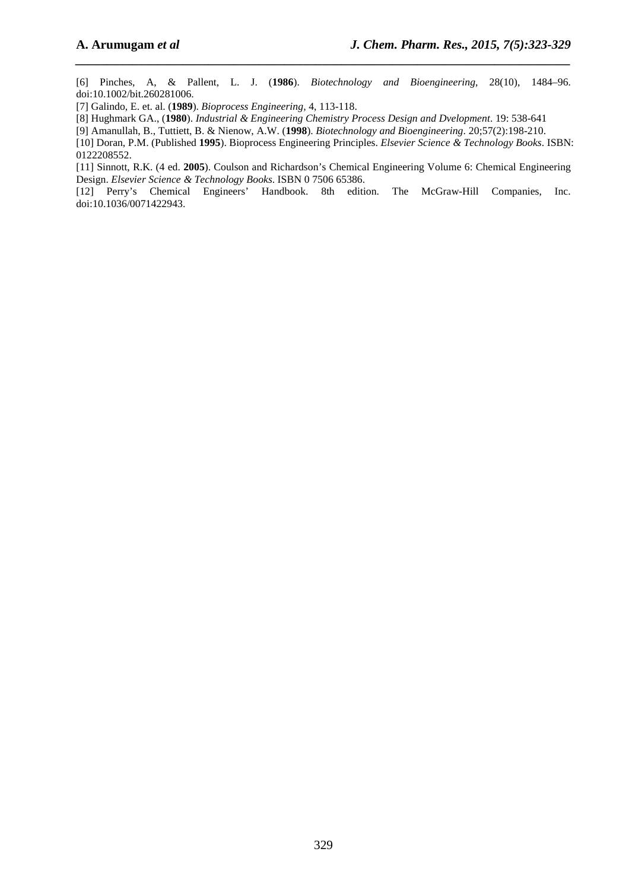[6] Pinches, A, & Pallent, L. J. (**1986**). *Biotechnology and Bioengineering*, 28(10), 1484–96. doi:10.1002/bit.260281006.

[7] Galindo, E. et. al. (**1989**). *Bioprocess Engineering,* 4, 113-118.

[8] Hughmark GA., (**1980**). *Industrial & Engineering Chemistry Process Design and Dvelopment*. 19: 538-641

[9] Amanullah, B., Tuttiett, B. & Nienow, A.W. (**1998**). *Biotechnology and Bioengineering*. 20;57(2):198-210.

[10] Doran, P.M. (Published **1995**). Bioprocess Engineering Principles. *Elsevier Science & Technology Books*. ISBN: 0122208552.

[11] Sinnott, R.K. (4 ed. **2005**). Coulson and Richardson's Chemical Engineering Volume 6: Chemical Engineering Design. *Elsevier Science & Technology Books*. ISBN 0 7506 65386.

[12] Perry's Chemical Engineers' Handbook. 8th edition. The McGraw-Hill Companies, Inc. doi:10.1036/0071422943.